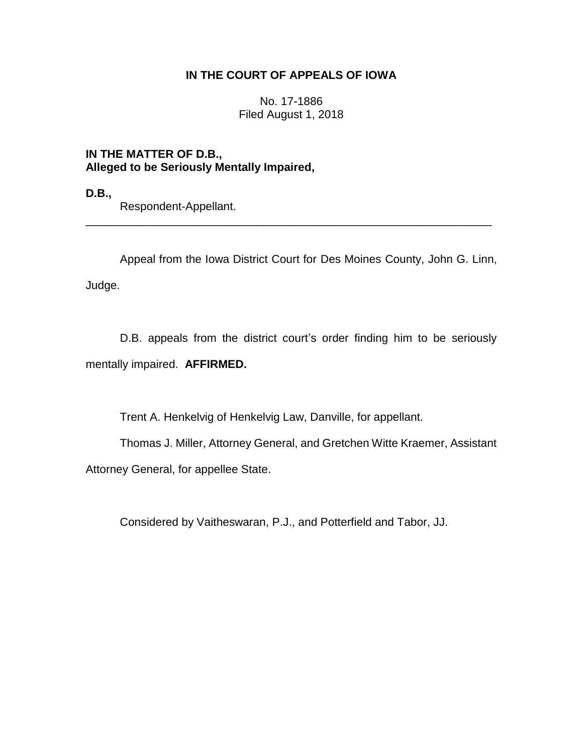**IN THE COURT OF APPEALS OF IOWA**

No. 17-1886
Filed August 1, 2018

**IN THE MATTER OF D.B.,**
**Alleged to be Seriously Mentally Impaired,**

**D.B.,**
Respondent-Appellant.

---

Appeal from the Iowa District Court for Des Moines County, John G. Linn, Judge.

D.B. appeals from the district court's order finding him to be seriously mentally impaired. **AFFIRMED.**

Trent A. Henkelvig of Henkelvig Law, Danville, for appellant.

Thomas J. Miller, Attorney General, and Gretchen Witte Kraemer, Assistant Attorney General, for appellee State.

Considered by Vaitheswaran, P.J., and Potterfield and Tabor, JJ.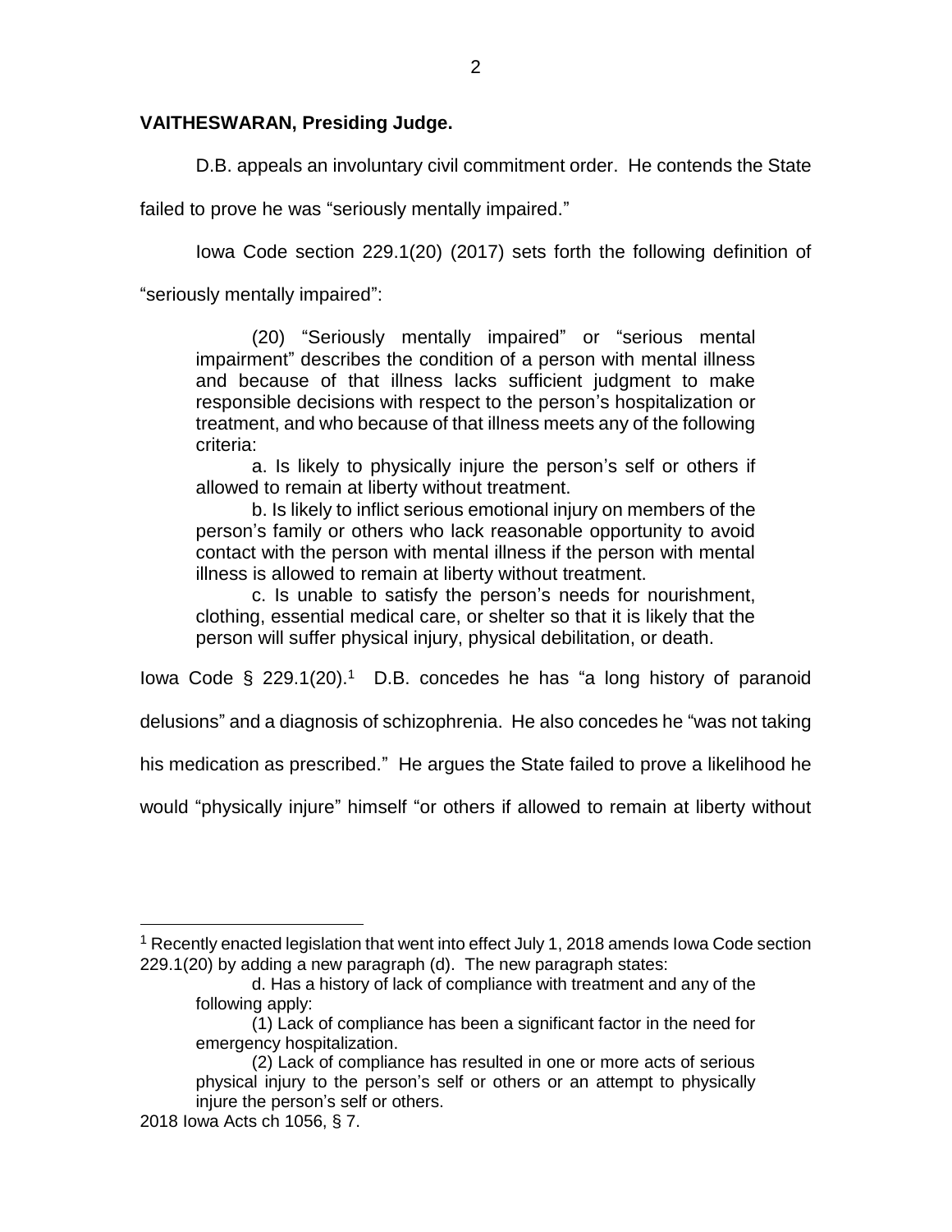**VAITHESWARAN, Presiding Judge.**

D.B. appeals an involuntary civil commitment order. He contends the State failed to prove he was "seriously mentally impaired."

Iowa Code section 229.1(20) (2017) sets forth the following definition of "seriously mentally impaired":

> (20) "Seriously mentally impaired" or "serious mental impairment" describes the condition of a person with mental illness and because of that illness lacks sufficient judgment to make responsible decisions with respect to the person's hospitalization or treatment, and who because of that illness meets any of the following criteria:
>
> a. Is likely to physically injure the person's self or others if allowed to remain at liberty without treatment.
>
> b. Is likely to inflict serious emotional injury on members of the person's family or others who lack reasonable opportunity to avoid contact with the person with mental illness if the person with mental illness is allowed to remain at liberty without treatment.
>
> c. Is unable to satisfy the person's needs for nourishment, clothing, essential medical care, or shelter so that it is likely that the person will suffer physical injury, physical debilitation, or death.

Iowa Code § 229.1(20).[1] D.B. concedes he has "a long history of paranoid delusions" and a diagnosis of schizophrenia. He also concedes he "was not taking his medication as prescribed." He argues the State failed to prove a likelihood he would "physically injure" himself "or others if allowed to remain at liberty without

---

[1] Recently enacted legislation that went into effect July 1, 2018 amends Iowa Code section 229.1(20) by adding a new paragraph (d). The new paragraph states:

> d. Has a history of lack of compliance with treatment and any of the following apply:
>
> (1) Lack of compliance has been a significant factor in the need for emergency hospitalization.
>
> (2) Lack of compliance has resulted in one or more acts of serious physical injury to the person's self or others or an attempt to physically injure the person's self or others.

2018 Iowa Acts ch 1056, § 7.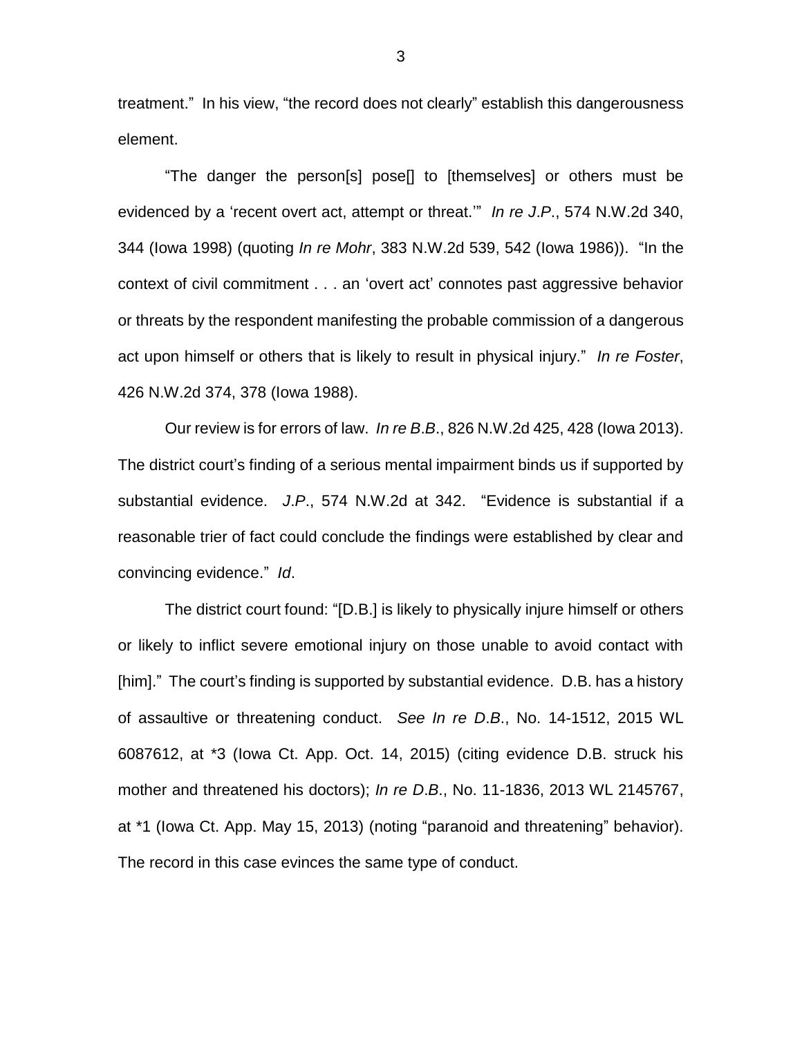treatment." In his view, "the record does not clearly" establish this dangerousness element.

"The danger the person[s] pose[] to [themselves] or others must be evidenced by a 'recent overt act, attempt or threat.'" *In re J.P.*, 574 N.W.2d 340, 344 (Iowa 1998) (quoting *In re Mohr*, 383 N.W.2d 539, 542 (Iowa 1986)). "In the context of civil commitment . . . an 'overt act' connotes past aggressive behavior or threats by the respondent manifesting the probable commission of a dangerous act upon himself or others that is likely to result in physical injury." *In re Foster*, 426 N.W.2d 374, 378 (Iowa 1988).

Our review is for errors of law. *In re B.B.*, 826 N.W.2d 425, 428 (Iowa 2013). The district court's finding of a serious mental impairment binds us if supported by substantial evidence. *J.P.*, 574 N.W.2d at 342. "Evidence is substantial if a reasonable trier of fact could conclude the findings were established by clear and convincing evidence." *Id*.

The district court found: "[D.B.] is likely to physically injure himself or others or likely to inflict severe emotional injury on those unable to avoid contact with [him]." The court's finding is supported by substantial evidence. D.B. has a history of assaultive or threatening conduct. *See In re D.B.*, No. 14-1512, 2015 WL 6087612, at *3 (Iowa Ct. App. Oct. 14, 2015) (citing evidence D.B. struck his mother and threatened his doctors); *In re D.B.*, No. 11-1836, 2013 WL 2145767, at *1 (Iowa Ct. App. May 15, 2013) (noting "paranoid and threatening" behavior). The record in this case evinces the same type of conduct.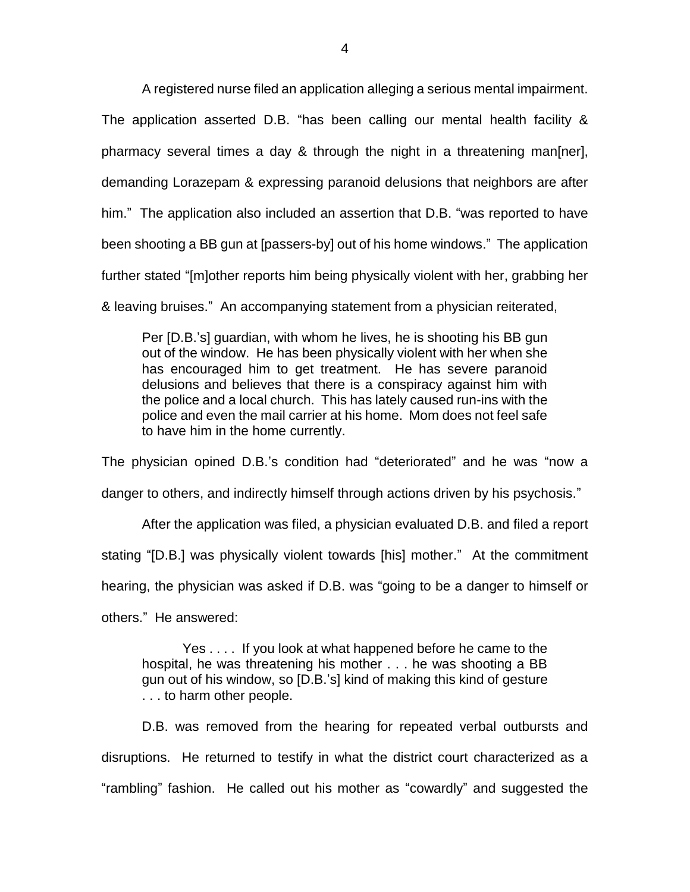A registered nurse filed an application alleging a serious mental impairment. The application asserted D.B. "has been calling our mental health facility & pharmacy several times a day & through the night in a threatening man[ner], demanding Lorazepam & expressing paranoid delusions that neighbors are after him." The application also included an assertion that D.B. "was reported to have been shooting a BB gun at [passers-by] out of his home windows." The application further stated "[m]other reports him being physically violent with her, grabbing her & leaving bruises." An accompanying statement from a physician reiterated,

> Per [D.B.'s] guardian, with whom he lives, he is shooting his BB gun out of the window. He has been physically violent with her when she has encouraged him to get treatment. He has severe paranoid delusions and believes that there is a conspiracy against him with the police and a local church. This has lately caused run-ins with the police and even the mail carrier at his home. Mom does not feel safe to have him in the home currently.

The physician opined D.B.'s condition had "deteriorated" and he was "now a danger to others, and indirectly himself through actions driven by his psychosis."

After the application was filed, a physician evaluated D.B. and filed a report stating "[D.B.] was physically violent towards [his] mother." At the commitment hearing, the physician was asked if D.B. was "going to be a danger to himself or others." He answered:

> Yes . . . . If you look at what happened before he came to the hospital, he was threatening his mother . . . he was shooting a BB gun out of his window, so [D.B.'s] kind of making this kind of gesture . . . to harm other people.

D.B. was removed from the hearing for repeated verbal outbursts and disruptions. He returned to testify in what the district court characterized as a "rambling" fashion. He called out his mother as "cowardly" and suggested the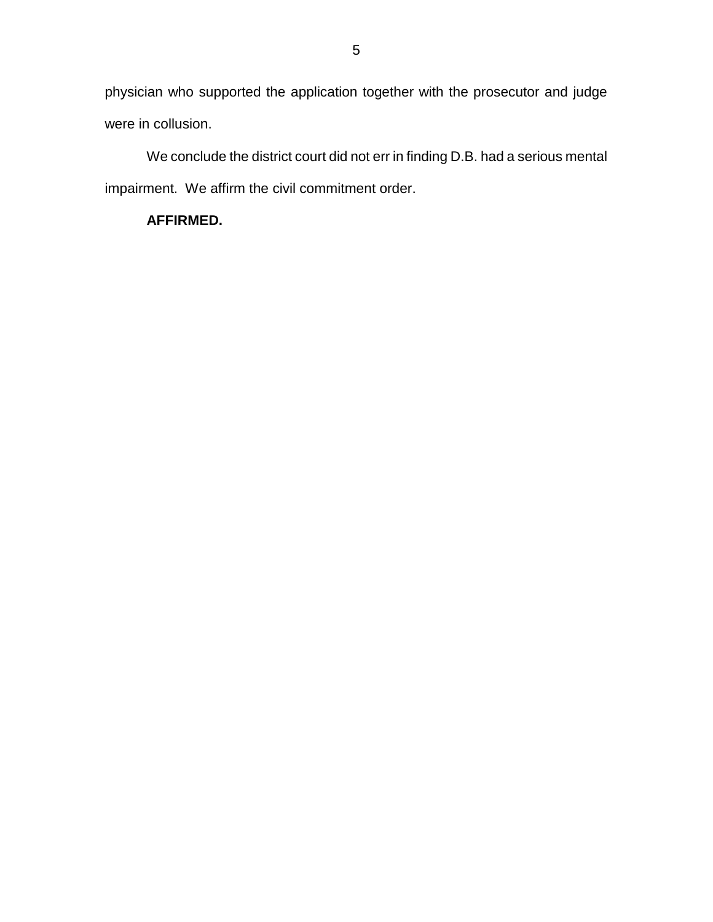physician who supported the application together with the prosecutor and judge were in collusion.

We conclude the district court did not err in finding D.B. had a serious mental impairment. We affirm the civil commitment order.

**AFFIRMED.**